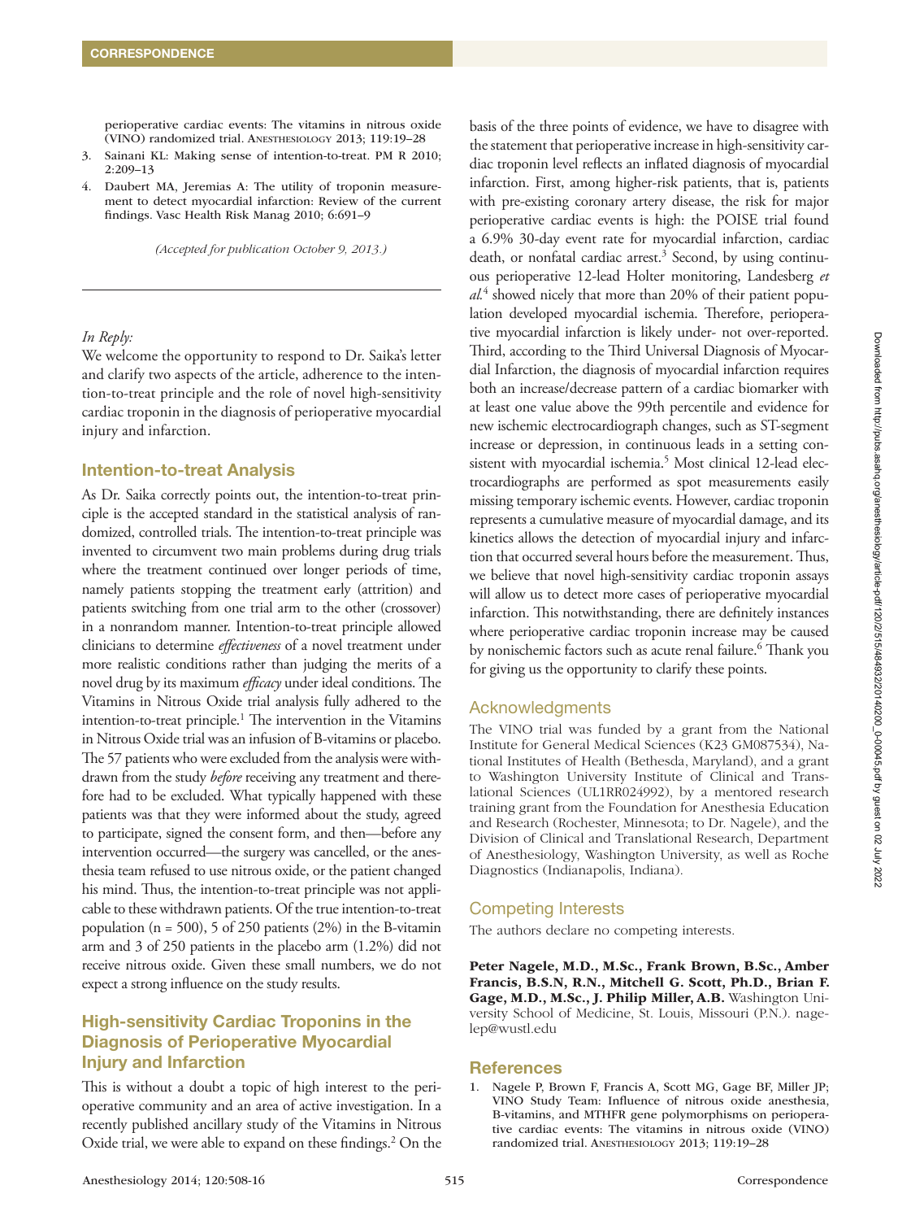perioperative cardiac events: The vitamins in nitrous oxide (VINO) randomized trial. Anesthesiology 2013; 119:19–28

3. Sainani KL: Making sense of intention-to-treat. PM R 2010; 2:209–13
4. Daubert MA, Jeremias A: The utility of troponin measurement to detect myocardial infarction: Review of the current findings. Vasc Health Risk Manag 2010; 6:691–9

*(Accepted for publication October 9, 2013.)*

---

*In Reply:*

We welcome the opportunity to respond to Dr. Saika's letter and clarify two aspects of the article, adherence to the intention-to-treat principle and the role of novel high-sensitivity cardiac troponin in the diagnosis of perioperative myocardial injury and infarction.

## Intention-to-treat Analysis

As Dr. Saika correctly points out, the intention-to-treat principle is the accepted standard in the statistical analysis of randomized, controlled trials. The intention-to-treat principle was invented to circumvent two main problems during drug trials where the treatment continued over longer periods of time, namely patients stopping the treatment early (attrition) and patients switching from one trial arm to the other (crossover) in a nonrandom manner. Intention-to-treat principle allowed clinicians to determine *effectiveness* of a novel treatment under more realistic conditions rather than judging the merits of a novel drug by its maximum *efficacy* under ideal conditions. The Vitamins in Nitrous Oxide trial analysis fully adhered to the intention-to-treat principle.[1] The intervention in the Vitamins in Nitrous Oxide trial was an infusion of B-vitamins or placebo. The 57 patients who were excluded from the analysis were withdrawn from the study *before* receiving any treatment and therefore had to be excluded. What typically happened with these patients was that they were informed about the study, agreed to participate, signed the consent form, and then—before any intervention occurred—the surgery was cancelled, or the anesthesia team refused to use nitrous oxide, or the patient changed his mind. Thus, the intention-to-treat principle was not applicable to these withdrawn patients. Of the true intention-to-treat population (n = 500), 5 of 250 patients (2%) in the B-vitamin arm and 3 of 250 patients in the placebo arm (1.2%) did not receive nitrous oxide. Given these small numbers, we do not expect a strong influence on the study results.

## High-sensitivity Cardiac Troponins in the Diagnosis of Perioperative Myocardial Injury and Infarction

This is without a doubt a topic of high interest to the perioperative community and an area of active investigation. In a recently published ancillary study of the Vitamins in Nitrous Oxide trial, we were able to expand on these findings.[2] On the basis of the three points of evidence, we have to disagree with the statement that perioperative increase in high-sensitivity cardiac troponin level reflects an inflated diagnosis of myocardial infarction. First, among higher-risk patients, that is, patients with pre-existing coronary artery disease, the risk for major perioperative cardiac events is high: the POISE trial found a 6.9% 30-day event rate for myocardial infarction, cardiac death, or nonfatal cardiac arrest.[3] Second, by using continuous perioperative 12-lead Holter monitoring, Landesberg *et al.*[4] showed nicely that more than 20% of their patient population developed myocardial ischemia. Therefore, perioperative myocardial infarction is likely under- not over-reported. Third, according to the Third Universal Diagnosis of Myocardial Infarction, the diagnosis of myocardial infarction requires both an increase/decrease pattern of a cardiac biomarker with at least one value above the 99th percentile and evidence for new ischemic electrocardiograph changes, such as ST-segment increase or depression, in continuous leads in a setting consistent with myocardial ischemia.[5] Most clinical 12-lead electrocardiographs are performed as spot measurements easily missing temporary ischemic events. However, cardiac troponin represents a cumulative measure of myocardial damage, and its kinetics allows the detection of myocardial injury and infarction that occurred several hours before the measurement. Thus, we believe that novel high-sensitivity cardiac troponin assays will allow us to detect more cases of perioperative myocardial infarction. This notwithstanding, there are definitely instances where perioperative cardiac troponin increase may be caused by nonischemic factors such as acute renal failure.[6] Thank you for giving us the opportunity to clarify these points.

## Acknowledgments

The VINO trial was funded by a grant from the National Institute for General Medical Sciences (K23 GM087534), National Institutes of Health (Bethesda, Maryland), and a grant to Washington University Institute of Clinical and Translational Sciences (UL1RR024992), by a mentored research training grant from the Foundation for Anesthesia Education and Research (Rochester, Minnesota; to Dr. Nagele), and the Division of Clinical and Translational Research, Department of Anesthesiology, Washington University, as well as Roche Diagnostics (Indianapolis, Indiana).

## Competing Interests

The authors declare no competing interests.

**Peter Nagele, M.D., M.Sc., Frank Brown, B.Sc., Amber Francis, B.S.N, R.N., Mitchell G. Scott, Ph.D., Brian F. Gage, M.D., M.Sc., J. Philip Miller, A.B.** Washington University School of Medicine, St. Louis, Missouri (P.N.). nagelep@wustl.edu

## References

1. Nagele P, Brown F, Francis A, Scott MG, Gage BF, Miller JP; VINO Study Team: Influence of nitrous oxide anesthesia, B-vitamins, and MTHFR gene polymorphisms on perioperative cardiac events: The vitamins in nitrous oxide (VINO) randomized trial. Anesthesiology 2013; 119:19–28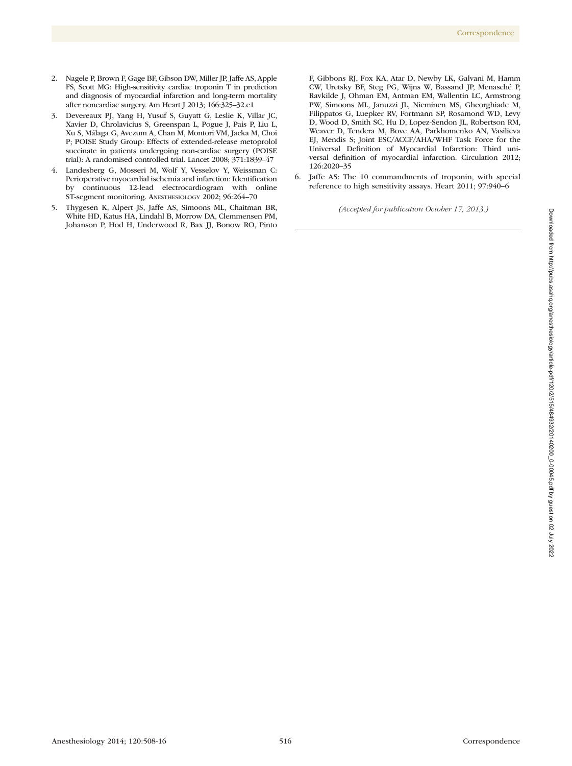2. Nagele P, Brown F, Gage BF, Gibson DW, Miller JP, Jaffe AS, Apple FS, Scott MG: High-sensitivity cardiac troponin T in prediction and diagnosis of myocardial infarction and long-term mortality after noncardiac surgery. Am Heart J 2013; 166:325–32.e1
3. Devereaux PJ, Yang H, Yusuf S, Guyatt G, Leslie K, Villar JC, Xavier D, Chrolavicius S, Greenspan L, Pogue J, Pais P, Liu L, Xu S, Málaga G, Avezum A, Chan M, Montori VM, Jacka M, Choi P; POISE Study Group: Effects of extended-release metoprolol succinate in patients undergoing non-cardiac surgery (POISE trial): A randomised controlled trial. Lancet 2008; 371:1839–47
4. Landesberg G, Mosseri M, Wolf Y, Vesselov Y, Weissman C: Perioperative myocardial ischemia and infarction: Identification by continuous 12-lead electrocardiogram with online ST-segment monitoring. Anesthesiology 2002; 96:264–70
5. Thygesen K, Alpert JS, Jaffe AS, Simoons ML, Chaitman BR, White HD, Katus HA, Lindahl B, Morrow DA, Clemmensen PM, Johanson P, Hod H, Underwood R, Bax JJ, Bonow RO, Pinto F, Gibbons RJ, Fox KA, Atar D, Newby LK, Galvani M, Hamm CW, Uretsky BF, Steg PG, Wijns W, Bassand JP, Menasché P, Ravkilde J, Ohman EM, Antman EM, Wallentin LC, Armstrong PW, Simoons ML, Januzzi JL, Nieminen MS, Gheorghiade M, Filippatos G, Luepker RV, Fortmann SP, Rosamond WD, Levy D, Wood D, Smith SC, Hu D, Lopez-Sendon JL, Robertson RM, Weaver D, Tendera M, Bove AA, Parkhomenko AN, Vasilieva EJ, Mendis S; Joint ESC/ACCF/AHA/WHF Task Force for the Universal Definition of Myocardial Infarction: Third universal definition of myocardial infarction. Circulation 2012; 126:2020–35
6. Jaffe AS: The 10 commandments of troponin, with special reference to high sensitivity assays. Heart 2011; 97:940–6

*(Accepted for publication October 17, 2013.)*